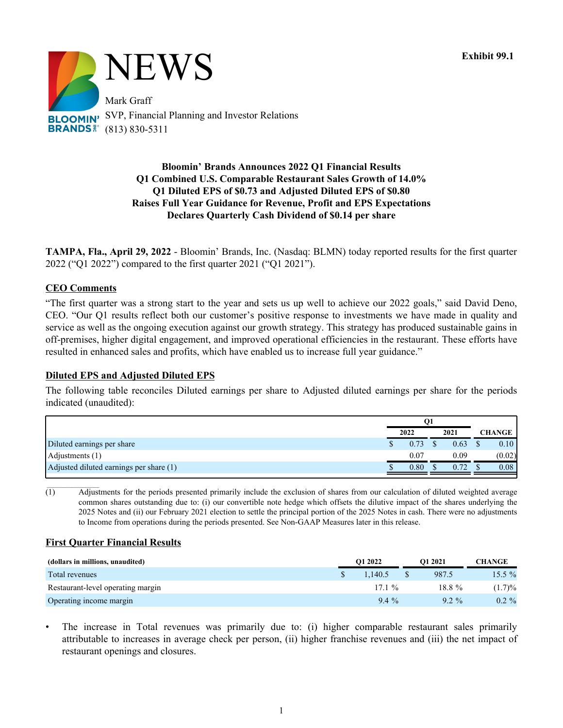**Exhibit 99.1**

# NEWS

Mark Graff
SVP, Financial Planning and Investor Relations
(813) 830-5311

**Bloomin' Brands Announces 2022 Q1 Financial Results**
**Q1 Combined U.S. Comparable Restaurant Sales Growth of 14.0%**
**Q1 Diluted EPS of $0.73 and Adjusted Diluted EPS of $0.80**
**Raises Full Year Guidance for Revenue, Profit and EPS Expectations**
**Declares Quarterly Cash Dividend of $0.14 per share**

**TAMPA, Fla., April 29, 2022** - Bloomin' Brands, Inc. (Nasdaq: BLMN) today reported results for the first quarter 2022 ("Q1 2022") compared to the first quarter 2021 ("Q1 2021").

## CEO Comments

"The first quarter was a strong start to the year and sets us up well to achieve our 2022 goals," said David Deno, CEO. "Our Q1 results reflect both our customer's positive response to investments we have made in quality and service as well as the ongoing execution against our growth strategy. This strategy has produced sustainable gains in off-premises, higher digital engagement, and improved operational efficiencies in the restaurant. These efforts have resulted in enhanced sales and profits, which have enabled us to increase full year guidance."

## Diluted EPS and Adjusted Diluted EPS

The following table reconciles Diluted earnings per share to Adjusted diluted earnings per share for the periods indicated (unaudited):

| | Q1 | | |
|---|---|---|---|
| | 2022 | 2021 | CHANGE |
| Diluted earnings per share | $ 0.73 | $ 0.63 | $ 0.10 |
| Adjustments (1) | 0.07 | 0.09 | (0.02) |
| Adjusted diluted earnings per share (1) | $ 0.80 | $ 0.72 | $ 0.08 |

(1) Adjustments for the periods presented primarily include the exclusion of shares from our calculation of diluted weighted average common shares outstanding due to: (i) our convertible note hedge which offsets the dilutive impact of the shares underlying the 2025 Notes and (ii) our February 2021 election to settle the principal portion of the 2025 Notes in cash. There were no adjustments to Income from operations during the periods presented. See Non-GAAP Measures later in this release.

## First Quarter Financial Results

| (dollars in millions, unaudited) | Q1 2022 | Q1 2021 | CHANGE |
|---|---|---|---|
| Total revenues | $ 1,140.5 | $ 987.5 | 15.5 % |
| Restaurant-level operating margin | 17.1 % | 18.8 % | (1.7)% |
| Operating income margin | 9.4 % | 9.2 % | 0.2 % |

- The increase in Total revenues was primarily due to: (i) higher comparable restaurant sales primarily attributable to increases in average check per person, (ii) higher franchise revenues and (iii) the net impact of restaurant openings and closures.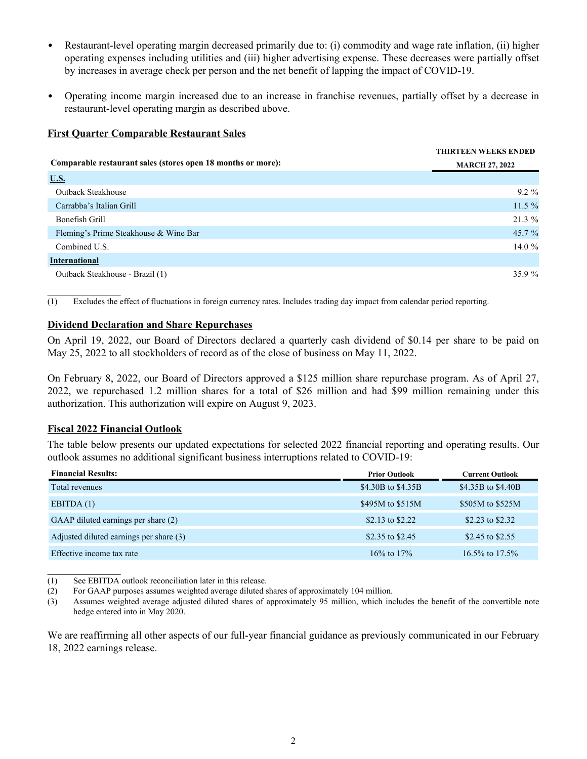- Restaurant-level operating margin decreased primarily due to: (i) commodity and wage rate inflation, (ii) higher operating expenses including utilities and (iii) higher advertising expense. These decreases were partially offset by increases in average check per person and the net benefit of lapping the impact of COVID-19.

- Operating income margin increased due to an increase in franchise revenues, partially offset by a decrease in restaurant-level operating margin as described above.

## First Quarter Comparable Restaurant Sales

| Comparable restaurant sales (stores open 18 months or more): | THIRTEEN WEEKS ENDED MARCH 27, 2022 |
|---|---|
| **U.S.** | |
| Outback Steakhouse | 9.2 % |
| Carrabba's Italian Grill | 11.5 % |
| Bonefish Grill | 21.3 % |
| Fleming's Prime Steakhouse & Wine Bar | 45.7 % |
| Combined U.S. | 14.0 % |
| **International** | |
| Outback Steakhouse - Brazil (1) | 35.9 % |

(1) Excludes the effect of fluctuations in foreign currency rates. Includes trading day impact from calendar period reporting.

## Dividend Declaration and Share Repurchases

On April 19, 2022, our Board of Directors declared a quarterly cash dividend of $0.14 per share to be paid on May 25, 2022 to all stockholders of record as of the close of business on May 11, 2022.

On February 8, 2022, our Board of Directors approved a $125 million share repurchase program. As of April 27, 2022, we repurchased 1.2 million shares for a total of $26 million and had $99 million remaining under this authorization. This authorization will expire on August 9, 2023.

## Fiscal 2022 Financial Outlook

The table below presents our updated expectations for selected 2022 financial reporting and operating results. Our outlook assumes no additional significant business interruptions related to COVID-19:

| Financial Results: | Prior Outlook | Current Outlook |
|---|---|---|
| Total revenues | $4.30B to $4.35B | $4.35B to $4.40B |
| EBITDA (1) | $495M to $515M | $505M to $525M |
| GAAP diluted earnings per share (2) | $2.13 to $2.22 | $2.23 to $2.32 |
| Adjusted diluted earnings per share (3) | $2.35 to $2.45 | $2.45 to $2.55 |
| Effective income tax rate | 16% to 17% | 16.5% to 17.5% |

(1) See EBITDA outlook reconciliation later in this release.
(2) For GAAP purposes assumes weighted average diluted shares of approximately 104 million.
(3) Assumes weighted average adjusted diluted shares of approximately 95 million, which includes the benefit of the convertible note hedge entered into in May 2020.

We are reaffirming all other aspects of our full-year financial guidance as previously communicated in our February 18, 2022 earnings release.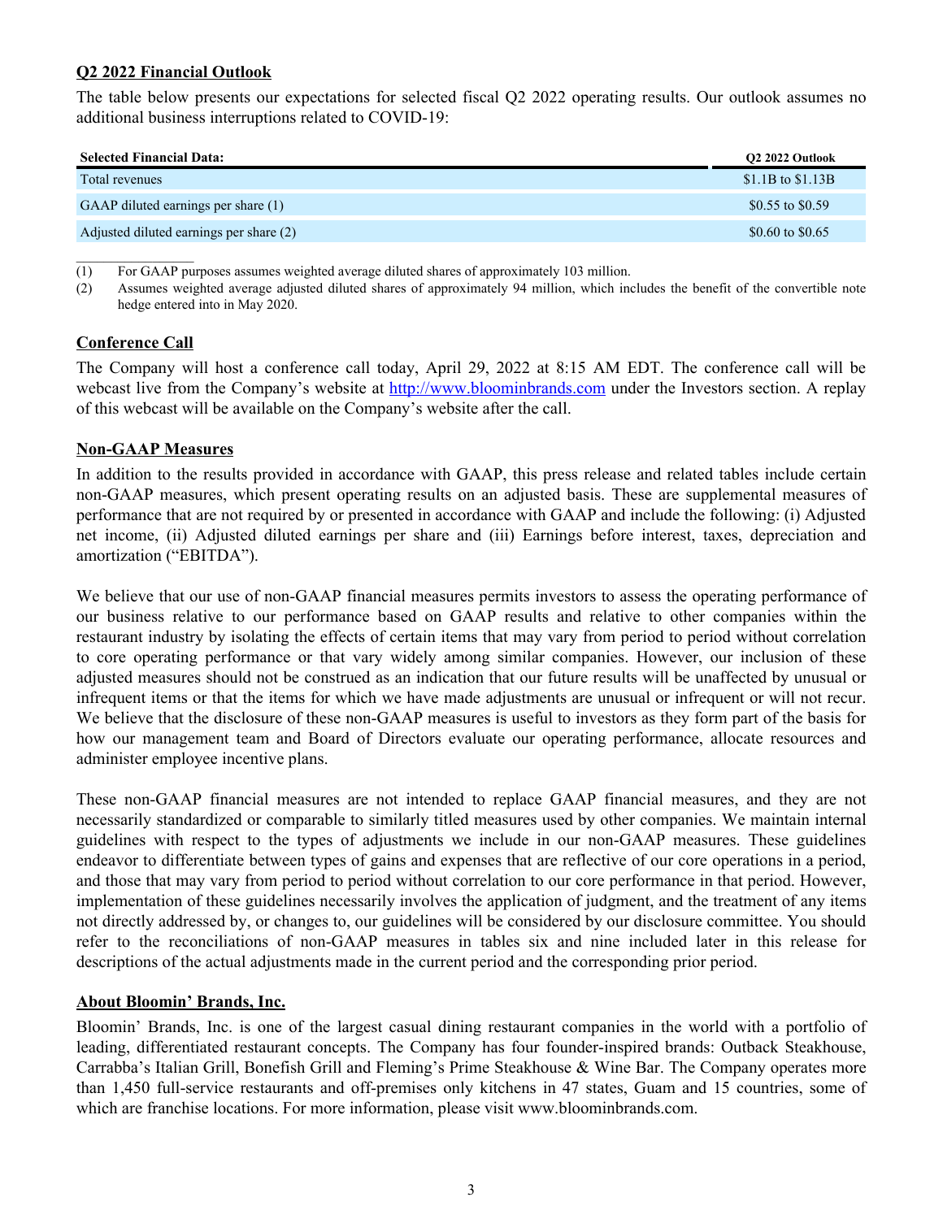## Q2 2022 Financial Outlook

The table below presents our expectations for selected fiscal Q2 2022 operating results. Our outlook assumes no additional business interruptions related to COVID-19:

| Selected Financial Data: | Q2 2022 Outlook |
|---|---|
| Total revenues | $1.1B to $1.13B |
| GAAP diluted earnings per share (1) | $0.55 to $0.59 |
| Adjusted diluted earnings per share (2) | $0.60 to $0.65 |

(1) For GAAP purposes assumes weighted average diluted shares of approximately 103 million.

(2) Assumes weighted average adjusted diluted shares of approximately 94 million, which includes the benefit of the convertible note hedge entered into in May 2020.

## Conference Call

The Company will host a conference call today, April 29, 2022 at 8:15 AM EDT. The conference call will be webcast live from the Company's website at http://www.bloominbrands.com under the Investors section. A replay of this webcast will be available on the Company's website after the call.

## Non-GAAP Measures

In addition to the results provided in accordance with GAAP, this press release and related tables include certain non-GAAP measures, which present operating results on an adjusted basis. These are supplemental measures of performance that are not required by or presented in accordance with GAAP and include the following: (i) Adjusted net income, (ii) Adjusted diluted earnings per share and (iii) Earnings before interest, taxes, depreciation and amortization ("EBITDA").

We believe that our use of non-GAAP financial measures permits investors to assess the operating performance of our business relative to our performance based on GAAP results and relative to other companies within the restaurant industry by isolating the effects of certain items that may vary from period to period without correlation to core operating performance or that vary widely among similar companies. However, our inclusion of these adjusted measures should not be construed as an indication that our future results will be unaffected by unusual or infrequent items or that the items for which we have made adjustments are unusual or infrequent or will not recur. We believe that the disclosure of these non-GAAP measures is useful to investors as they form part of the basis for how our management team and Board of Directors evaluate our operating performance, allocate resources and administer employee incentive plans.

These non-GAAP financial measures are not intended to replace GAAP financial measures, and they are not necessarily standardized or comparable to similarly titled measures used by other companies. We maintain internal guidelines with respect to the types of adjustments we include in our non-GAAP measures. These guidelines endeavor to differentiate between types of gains and expenses that are reflective of our core operations in a period, and those that may vary from period to period without correlation to our core performance in that period. However, implementation of these guidelines necessarily involves the application of judgment, and the treatment of any items not directly addressed by, or changes to, our guidelines will be considered by our disclosure committee. You should refer to the reconciliations of non-GAAP measures in tables six and nine included later in this release for descriptions of the actual adjustments made in the current period and the corresponding prior period.

## About Bloomin' Brands, Inc.

Bloomin' Brands, Inc. is one of the largest casual dining restaurant companies in the world with a portfolio of leading, differentiated restaurant concepts. The Company has four founder-inspired brands: Outback Steakhouse, Carrabba's Italian Grill, Bonefish Grill and Fleming's Prime Steakhouse & Wine Bar. The Company operates more than 1,450 full-service restaurants and off-premises only kitchens in 47 states, Guam and 15 countries, some of which are franchise locations. For more information, please visit www.bloominbrands.com.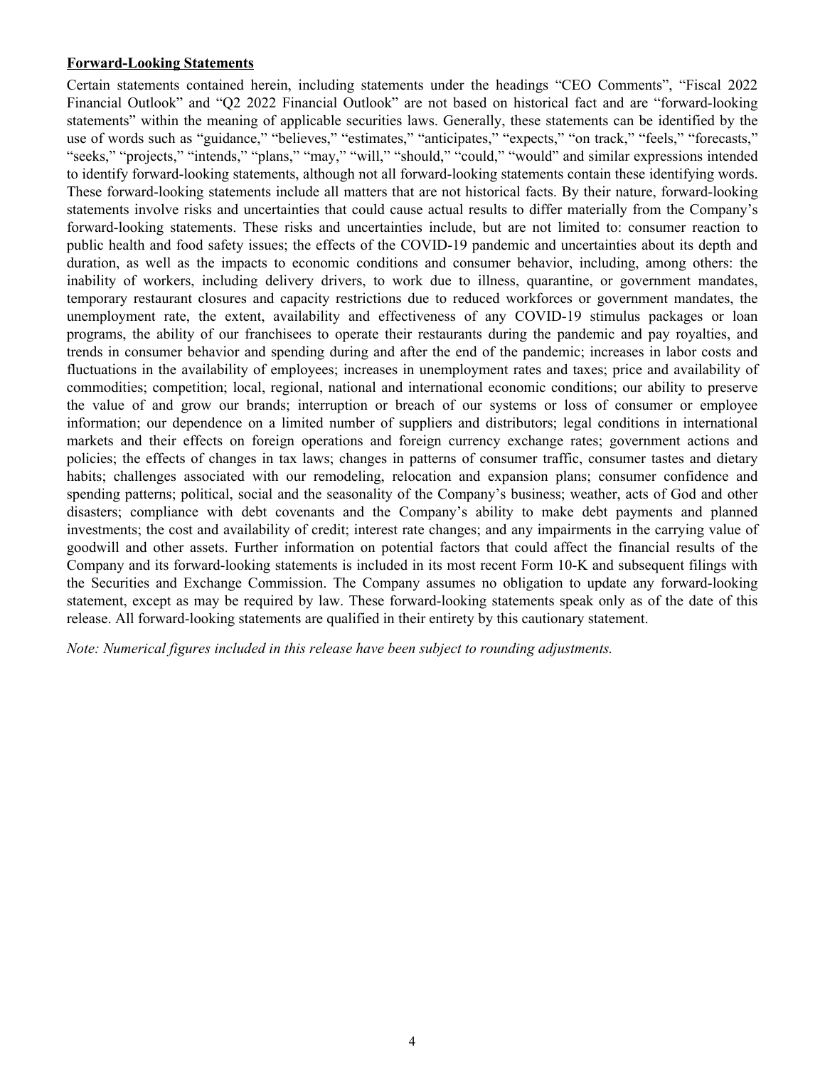**Forward-Looking Statements**

Certain statements contained herein, including statements under the headings "CEO Comments", "Fiscal 2022 Financial Outlook" and "Q2 2022 Financial Outlook" are not based on historical fact and are "forward-looking statements" within the meaning of applicable securities laws. Generally, these statements can be identified by the use of words such as "guidance," "believes," "estimates," "anticipates," "expects," "on track," "feels," "forecasts," "seeks," "projects," "intends," "plans," "may," "will," "should," "could," "would" and similar expressions intended to identify forward-looking statements, although not all forward-looking statements contain these identifying words. These forward-looking statements include all matters that are not historical facts. By their nature, forward-looking statements involve risks and uncertainties that could cause actual results to differ materially from the Company's forward-looking statements. These risks and uncertainties include, but are not limited to: consumer reaction to public health and food safety issues; the effects of the COVID-19 pandemic and uncertainties about its depth and duration, as well as the impacts to economic conditions and consumer behavior, including, among others: the inability of workers, including delivery drivers, to work due to illness, quarantine, or government mandates, temporary restaurant closures and capacity restrictions due to reduced workforces or government mandates, the unemployment rate, the extent, availability and effectiveness of any COVID-19 stimulus packages or loan programs, the ability of our franchisees to operate their restaurants during the pandemic and pay royalties, and trends in consumer behavior and spending during and after the end of the pandemic; increases in labor costs and fluctuations in the availability of employees; increases in unemployment rates and taxes; price and availability of commodities; competition; local, regional, national and international economic conditions; our ability to preserve the value of and grow our brands; interruption or breach of our systems or loss of consumer or employee information; our dependence on a limited number of suppliers and distributors; legal conditions in international markets and their effects on foreign operations and foreign currency exchange rates; government actions and policies; the effects of changes in tax laws; changes in patterns of consumer traffic, consumer tastes and dietary habits; challenges associated with our remodeling, relocation and expansion plans; consumer confidence and spending patterns; political, social and the seasonality of the Company's business; weather, acts of God and other disasters; compliance with debt covenants and the Company's ability to make debt payments and planned investments; the cost and availability of credit; interest rate changes; and any impairments in the carrying value of goodwill and other assets. Further information on potential factors that could affect the financial results of the Company and its forward-looking statements is included in its most recent Form 10-K and subsequent filings with the Securities and Exchange Commission. The Company assumes no obligation to update any forward-looking statement, except as may be required by law. These forward-looking statements speak only as of the date of this release. All forward-looking statements are qualified in their entirety by this cautionary statement.

*Note: Numerical figures included in this release have been subject to rounding adjustments.*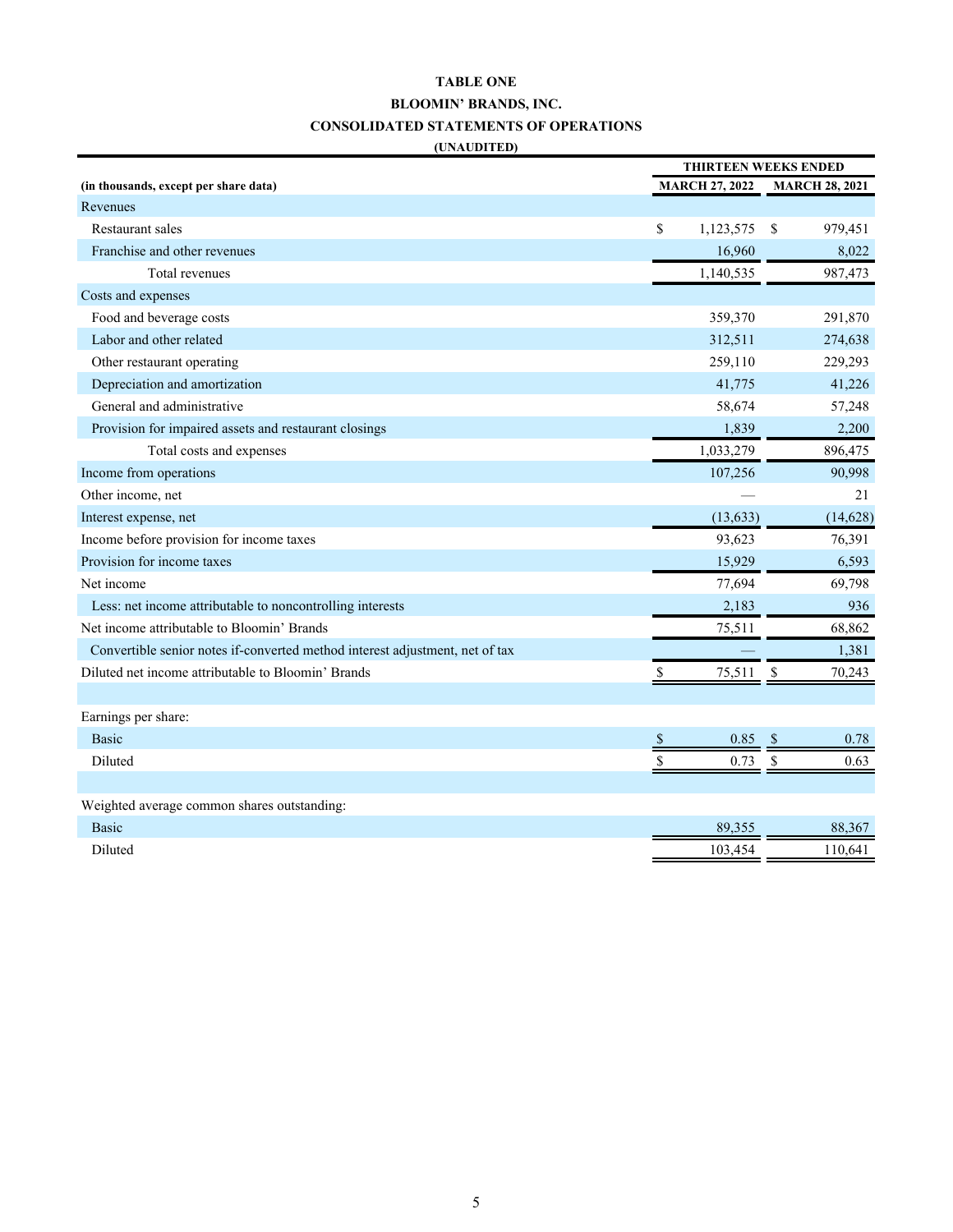**TABLE ONE**

**BLOOMIN' BRANDS, INC.**

**CONSOLIDATED STATEMENTS OF OPERATIONS**

**(UNAUDITED)**

| | THIRTEEN WEEKS ENDED | |
|---|---|---|
| **(in thousands, except per share data)** | **MARCH 27, 2022** | **MARCH 28, 2021** |
| Revenues | | |
| Restaurant sales | $ 1,123,575 | $ 979,451 |
| Franchise and other revenues | 16,960 | 8,022 |
| Total revenues | 1,140,535 | 987,473 |
| Costs and expenses | | |
| Food and beverage costs | 359,370 | 291,870 |
| Labor and other related | 312,511 | 274,638 |
| Other restaurant operating | 259,110 | 229,293 |
| Depreciation and amortization | 41,775 | 41,226 |
| General and administrative | 58,674 | 57,248 |
| Provision for impaired assets and restaurant closings | 1,839 | 2,200 |
| Total costs and expenses | 1,033,279 | 896,475 |
| Income from operations | 107,256 | 90,998 |
| Other income, net | — | 21 |
| Interest expense, net | (13,633) | (14,628) |
| Income before provision for income taxes | 93,623 | 76,391 |
| Provision for income taxes | 15,929 | 6,593 |
| Net income | 77,694 | 69,798 |
| Less: net income attributable to noncontrolling interests | 2,183 | 936 |
| Net income attributable to Bloomin' Brands | 75,511 | 68,862 |
| Convertible senior notes if-converted method interest adjustment, net of tax | — | 1,381 |
| Diluted net income attributable to Bloomin' Brands | $ 75,511 | $ 70,243 |
| | | |
| Earnings per share: | | |
| Basic | $ 0.85 | $ 0.78 |
| Diluted | $ 0.73 | $ 0.63 |
| | | |
| Weighted average common shares outstanding: | | |
| Basic | 89,355 | 88,367 |
| Diluted | 103,454 | 110,641 |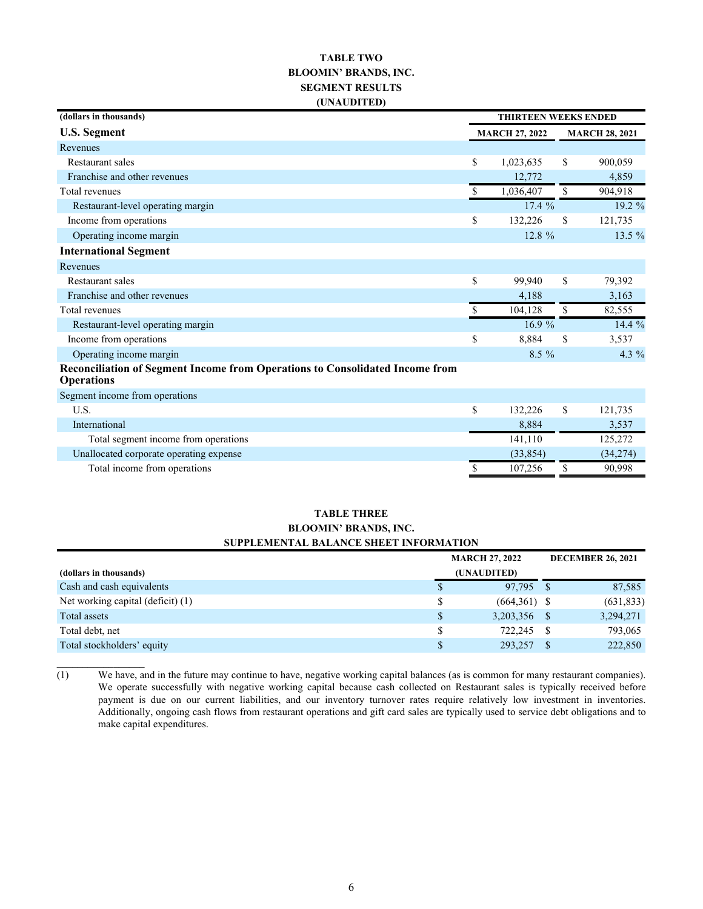# TABLE TWO

# BLOOMIN' BRANDS, INC.

# SEGMENT RESULTS

# (UNAUDITED)

| (dollars in thousands) | THIRTEEN WEEKS ENDED | |
|---|---|---|
| **U.S. Segment** | **MARCH 27, 2022** | **MARCH 28, 2021** |
| Revenues | | |
| Restaurant sales | $ 1,023,635 | $ 900,059 |
| Franchise and other revenues | 12,772 | 4,859 |
| Total revenues | $ 1,036,407 | $ 904,918 |
| Restaurant-level operating margin | 17.4 % | 19.2 % |
| Income from operations | $ 132,226 | $ 121,735 |
| Operating income margin | 12.8 % | 13.5 % |
| **International Segment** | | |
| Revenues | | |
| Restaurant sales | $ 99,940 | $ 79,392 |
| Franchise and other revenues | 4,188 | 3,163 |
| Total revenues | $ 104,128 | $ 82,555 |
| Restaurant-level operating margin | 16.9 % | 14.4 % |
| Income from operations | $ 8,884 | $ 3,537 |
| Operating income margin | 8.5 % | 4.3 % |
| **Reconciliation of Segment Income from Operations to Consolidated Income from Operations** | | |
| Segment income from operations | | |
| U.S. | $ 132,226 | $ 121,735 |
| International | 8,884 | 3,537 |
| Total segment income from operations | 141,110 | 125,272 |
| Unallocated corporate operating expense | (33,854) | (34,274) |
| Total income from operations | $ 107,256 | $ 90,998 |

# TABLE THREE

# BLOOMIN' BRANDS, INC.

# SUPPLEMENTAL BALANCE SHEET INFORMATION

| (dollars in thousands) | MARCH 27, 2022 (UNAUDITED) | DECEMBER 26, 2021 |
|---|---|---|
| Cash and cash equivalents | $ 97,795 | $ 87,585 |
| Net working capital (deficit) (1) | $ (664,361) | $ (631,833) |
| Total assets | $ 3,203,356 | $ 3,294,271 |
| Total debt, net | $ 722,245 | $ 793,065 |
| Total stockholders' equity | $ 293,257 | $ 222,850 |

(1) We have, and in the future may continue to have, negative working capital balances (as is common for many restaurant companies). We operate successfully with negative working capital because cash collected on Restaurant sales is typically received before payment is due on our current liabilities, and our inventory turnover rates require relatively low investment in inventories. Additionally, ongoing cash flows from restaurant operations and gift card sales are typically used to service debt obligations and to make capital expenditures.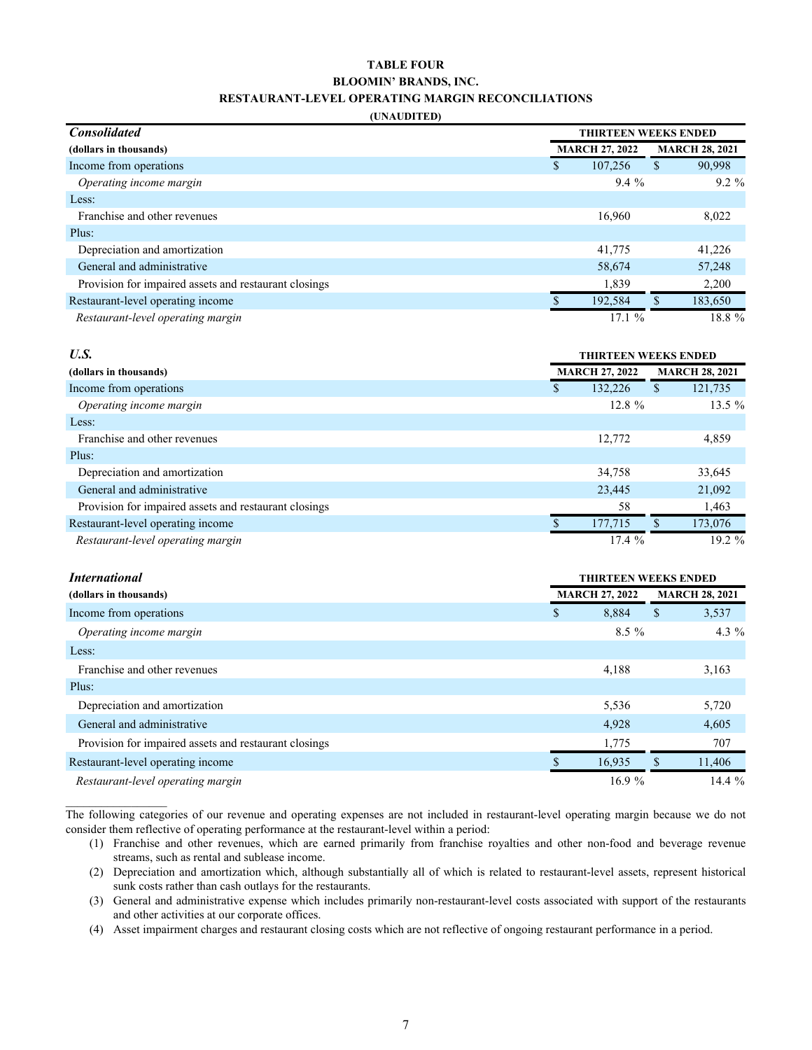# TABLE FOUR
## BLOOMIN' BRANDS, INC.
## RESTAURANT-LEVEL OPERATING MARGIN RECONCILIATIONS
**(UNAUDITED)**

| ***Consolidated*** | THIRTEEN WEEKS ENDED | |
|---|---|---|
| **(dollars in thousands)** | **MARCH 27, 2022** | **MARCH 28, 2021** |
| Income from operations | $ 107,256 | $ 90,998 |
| *Operating income margin* | 9.4 % | 9.2 % |
| Less: | | |
| Franchise and other revenues | 16,960 | 8,022 |
| Plus: | | |
| Depreciation and amortization | 41,775 | 41,226 |
| General and administrative | 58,674 | 57,248 |
| Provision for impaired assets and restaurant closings | 1,839 | 2,200 |
| Restaurant-level operating income | $ 192,584 | $ 183,650 |
| *Restaurant-level operating margin* | 17.1 % | 18.8 % |

| ***U.S.*** | THIRTEEN WEEKS ENDED | |
|---|---|---|
| **(dollars in thousands)** | **MARCH 27, 2022** | **MARCH 28, 2021** |
| Income from operations | $ 132,226 | $ 121,735 |
| *Operating income margin* | 12.8 % | 13.5 % |
| Less: | | |
| Franchise and other revenues | 12,772 | 4,859 |
| Plus: | | |
| Depreciation and amortization | 34,758 | 33,645 |
| General and administrative | 23,445 | 21,092 |
| Provision for impaired assets and restaurant closings | 58 | 1,463 |
| Restaurant-level operating income | $ 177,715 | $ 173,076 |
| *Restaurant-level operating margin* | 17.4 % | 19.2 % |

| ***International*** | THIRTEEN WEEKS ENDED | |
|---|---|---|
| **(dollars in thousands)** | **MARCH 27, 2022** | **MARCH 28, 2021** |
| Income from operations | $ 8,884 | $ 3,537 |
| *Operating income margin* | 8.5 % | 4.3 % |
| Less: | | |
| Franchise and other revenues | 4,188 | 3,163 |
| Plus: | | |
| Depreciation and amortization | 5,536 | 5,720 |
| General and administrative | 4,928 | 4,605 |
| Provision for impaired assets and restaurant closings | 1,775 | 707 |
| Restaurant-level operating income | $ 16,935 | $ 11,406 |
| *Restaurant-level operating margin* | 16.9 % | 14.4 % |

---

The following categories of our revenue and operating expenses are not included in restaurant-level operating margin because we do not consider them reflective of operating performance at the restaurant-level within a period:

1. Franchise and other revenues, which are earned primarily from franchise royalties and other non-food and beverage revenue streams, such as rental and sublease income.
2. Depreciation and amortization which, although substantially all of which is related to restaurant-level assets, represent historical sunk costs rather than cash outlays for the restaurants.
3. General and administrative expense which includes primarily non-restaurant-level costs associated with support of the restaurants and other activities at our corporate offices.
4. Asset impairment charges and restaurant closing costs which are not reflective of ongoing restaurant performance in a period.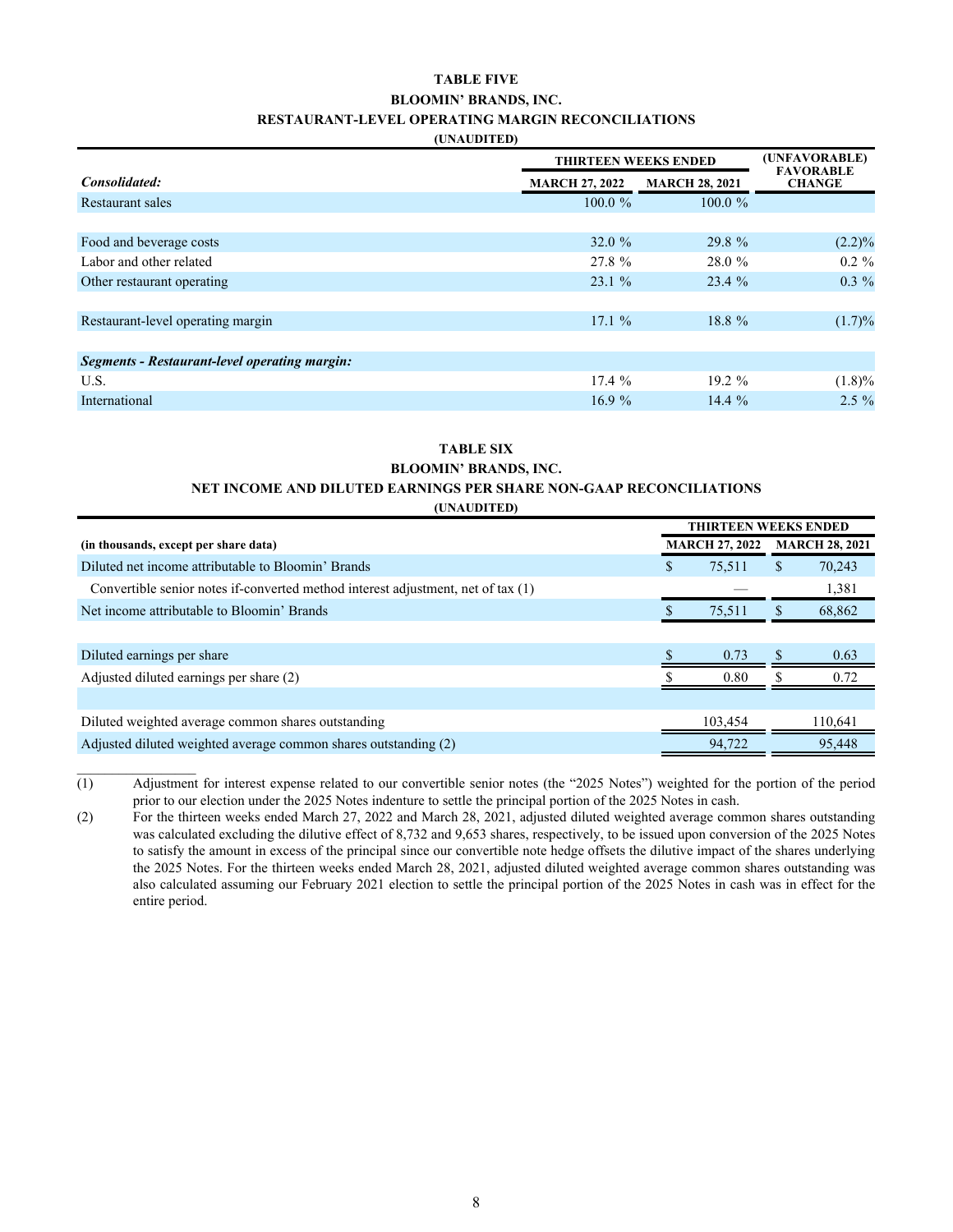**TABLE FIVE**

**BLOOMIN' BRANDS, INC.**

**RESTAURANT-LEVEL OPERATING MARGIN RECONCILIATIONS**

**(UNAUDITED)**

| | THIRTEEN WEEKS ENDED | | (UNFAVORABLE) FAVORABLE CHANGE |
|---|---|---|---|
| ***Consolidated:*** | MARCH 27, 2022 | MARCH 28, 2021 | |
| Restaurant sales | 100.0 % | 100.0 % | |
| | | | |
| Food and beverage costs | 32.0 % | 29.8 % | (2.2)% |
| Labor and other related | 27.8 % | 28.0 % | 0.2 % |
| Other restaurant operating | 23.1 % | 23.4 % | 0.3 % |
| | | | |
| Restaurant-level operating margin | 17.1 % | 18.8 % | (1.7)% |
| | | | |
| ***Segments - Restaurant-level operating margin:*** | | | |
| U.S. | 17.4 % | 19.2 % | (1.8)% |
| International | 16.9 % | 14.4 % | 2.5 % |

**TABLE SIX**

**BLOOMIN' BRANDS, INC.**

**NET INCOME AND DILUTED EARNINGS PER SHARE NON-GAAP RECONCILIATIONS**

**(UNAUDITED)**

| | THIRTEEN WEEKS ENDED | |
|---|---|---|
| **(in thousands, except per share data)** | **MARCH 27, 2022** | **MARCH 28, 2021** |
| Diluted net income attributable to Bloomin' Brands | $ 75,511 | $ 70,243 |
| Convertible senior notes if-converted method interest adjustment, net of tax (1) | — | 1,381 |
| Net income attributable to Bloomin' Brands | $ 75,511 | $ 68,862 |
| | | |
| Diluted earnings per share | $ 0.73 | $ 0.63 |
| Adjusted diluted earnings per share (2) | $ 0.80 | $ 0.72 |
| | | |
| Diluted weighted average common shares outstanding | 103,454 | 110,641 |
| Adjusted diluted weighted average common shares outstanding (2) | 94,722 | 95,448 |

(1) Adjustment for interest expense related to our convertible senior notes (the "2025 Notes") weighted for the portion of the period prior to our election under the 2025 Notes indenture to settle the principal portion of the 2025 Notes in cash.

(2) For the thirteen weeks ended March 27, 2022 and March 28, 2021, adjusted diluted weighted average common shares outstanding was calculated excluding the dilutive effect of 8,732 and 9,653 shares, respectively, to be issued upon conversion of the 2025 Notes to satisfy the amount in excess of the principal since our convertible note hedge offsets the dilutive impact of the shares underlying the 2025 Notes. For the thirteen weeks ended March 28, 2021, adjusted diluted weighted average common shares outstanding was also calculated assuming our February 2021 election to settle the principal portion of the 2025 Notes in cash was in effect for the entire period.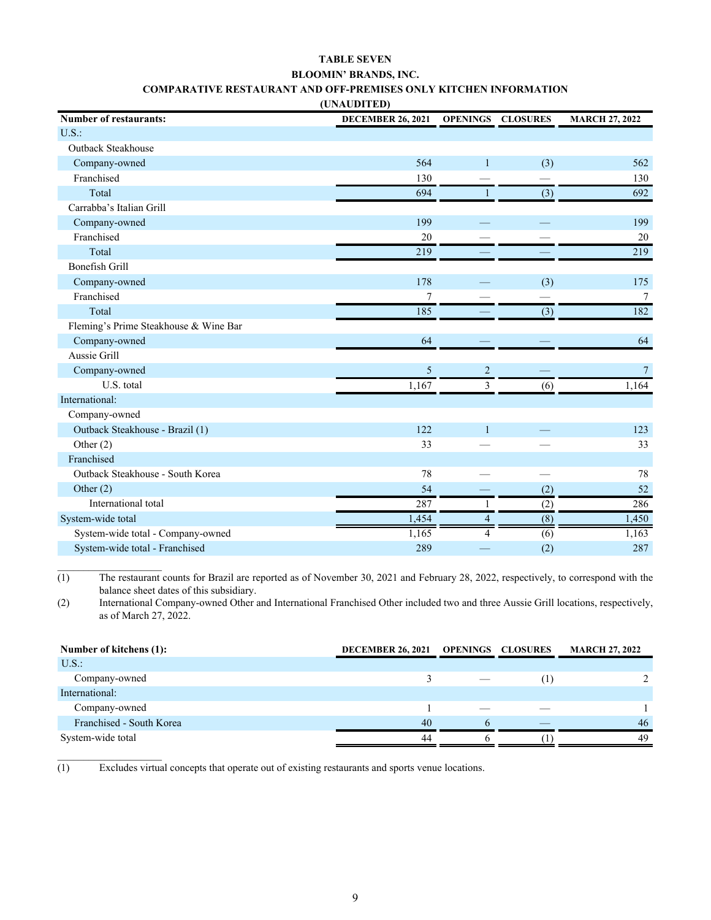**TABLE SEVEN**

**BLOOMIN' BRANDS, INC.**

**COMPARATIVE RESTAURANT AND OFF-PREMISES ONLY KITCHEN INFORMATION**

**(UNAUDITED)**

| Number of restaurants: | DECEMBER 26, 2021 | OPENINGS | CLOSURES | MARCH 27, 2022 |
|---|---|---|---|---|
| U.S.: | | | | |
| Outback Steakhouse | | | | |
| Company-owned | 564 | 1 | (3) | 562 |
| Franchised | 130 | — | — | 130 |
| Total | 694 | 1 | (3) | 692 |
| Carrabba's Italian Grill | | | | |
| Company-owned | 199 | — | — | 199 |
| Franchised | 20 | — | — | 20 |
| Total | 219 | — | — | 219 |
| Bonefish Grill | | | | |
| Company-owned | 178 | — | (3) | 175 |
| Franchised | 7 | — | — | 7 |
| Total | 185 | — | (3) | 182 |
| Fleming's Prime Steakhouse & Wine Bar | | | | |
| Company-owned | 64 | — | — | 64 |
| Aussie Grill | | | | |
| Company-owned | 5 | 2 | — | 7 |
| U.S. total | 1,167 | 3 | (6) | 1,164 |
| International: | | | | |
| Company-owned | | | | |
| Outback Steakhouse - Brazil (1) | 122 | 1 | — | 123 |
| Other (2) | 33 | — | — | 33 |
| Franchised | | | | |
| Outback Steakhouse - South Korea | 78 | — | — | 78 |
| Other (2) | 54 | — | (2) | 52 |
| International total | 287 | 1 | (2) | 286 |
| System-wide total | 1,454 | 4 | (8) | 1,450 |
| System-wide total - Company-owned | 1,165 | 4 | (6) | 1,163 |
| System-wide total - Franchised | 289 | — | (2) | 287 |

(1) The restaurant counts for Brazil are reported as of November 30, 2021 and February 28, 2022, respectively, to correspond with the balance sheet dates of this subsidiary.

(2) International Company-owned Other and International Franchised Other included two and three Aussie Grill locations, respectively, as of March 27, 2022.

| Number of kitchens (1): | DECEMBER 26, 2021 | OPENINGS | CLOSURES | MARCH 27, 2022 |
|---|---|---|---|---|
| U.S.: | | | | |
| Company-owned | 3 | — | (1) | 2 |
| International: | | | | |
| Company-owned | 1 | — | — | 1 |
| Franchised - South Korea | 40 | 6 | — | 46 |
| System-wide total | 44 | 6 | (1) | 49 |

(1) Excludes virtual concepts that operate out of existing restaurants and sports venue locations.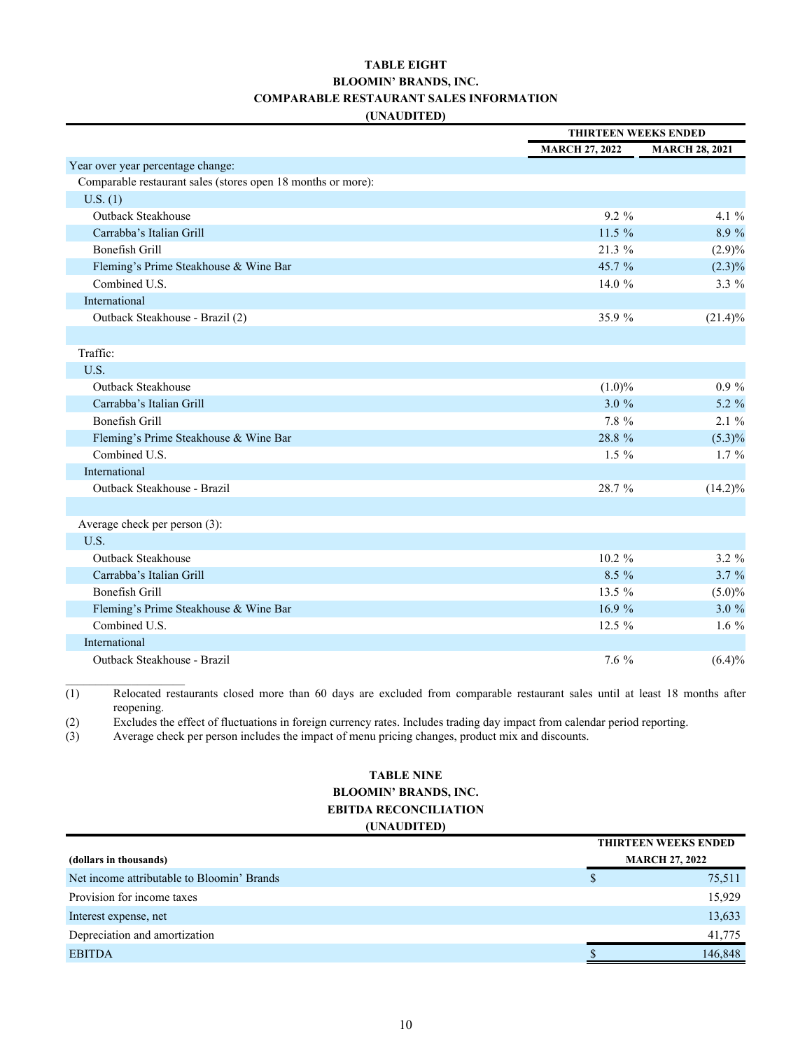**TABLE EIGHT**
**BLOOMIN' BRANDS, INC.**
**COMPARABLE RESTAURANT SALES INFORMATION**
**(UNAUDITED)**

| | THIRTEEN WEEKS ENDED | |
|---|---|---|
| | MARCH 27, 2022 | MARCH 28, 2021 |
| Year over year percentage change: | | |
| Comparable restaurant sales (stores open 18 months or more): | | |
| U.S. (1) | | |
| Outback Steakhouse | 9.2 % | 4.1 % |
| Carrabba's Italian Grill | 11.5 % | 8.9 % |
| Bonefish Grill | 21.3 % | (2.9)% |
| Fleming's Prime Steakhouse & Wine Bar | 45.7 % | (2.3)% |
| Combined U.S. | 14.0 % | 3.3 % |
| International | | |
| Outback Steakhouse - Brazil (2) | 35.9 % | (21.4)% |
| | | |
| Traffic: | | |
| U.S. | | |
| Outback Steakhouse | (1.0)% | 0.9 % |
| Carrabba's Italian Grill | 3.0 % | 5.2 % |
| Bonefish Grill | 7.8 % | 2.1 % |
| Fleming's Prime Steakhouse & Wine Bar | 28.8 % | (5.3)% |
| Combined U.S. | 1.5 % | 1.7 % |
| International | | |
| Outback Steakhouse - Brazil | 28.7 % | (14.2)% |
| | | |
| Average check per person (3): | | |
| U.S. | | |
| Outback Steakhouse | 10.2 % | 3.2 % |
| Carrabba's Italian Grill | 8.5 % | 3.7 % |
| Bonefish Grill | 13.5 % | (5.0)% |
| Fleming's Prime Steakhouse & Wine Bar | 16.9 % | 3.0 % |
| Combined U.S. | 12.5 % | 1.6 % |
| International | | |
| Outback Steakhouse - Brazil | 7.6 % | (6.4)% |

(1) Relocated restaurants closed more than 60 days are excluded from comparable restaurant sales until at least 18 months after reopening.
(2) Excludes the effect of fluctuations in foreign currency rates. Includes trading day impact from calendar period reporting.
(3) Average check per person includes the impact of menu pricing changes, product mix and discounts.

**TABLE NINE**
**BLOOMIN' BRANDS, INC.**
**EBITDA RECONCILIATION**
**(UNAUDITED)**

| (dollars in thousands) | THIRTEEN WEEKS ENDED MARCH 27, 2022 |
|---|---|
| Net income attributable to Bloomin' Brands | $ 75,511 |
| Provision for income taxes | 15,929 |
| Interest expense, net | 13,633 |
| Depreciation and amortization | 41,775 |
| EBITDA | $ 146,848 |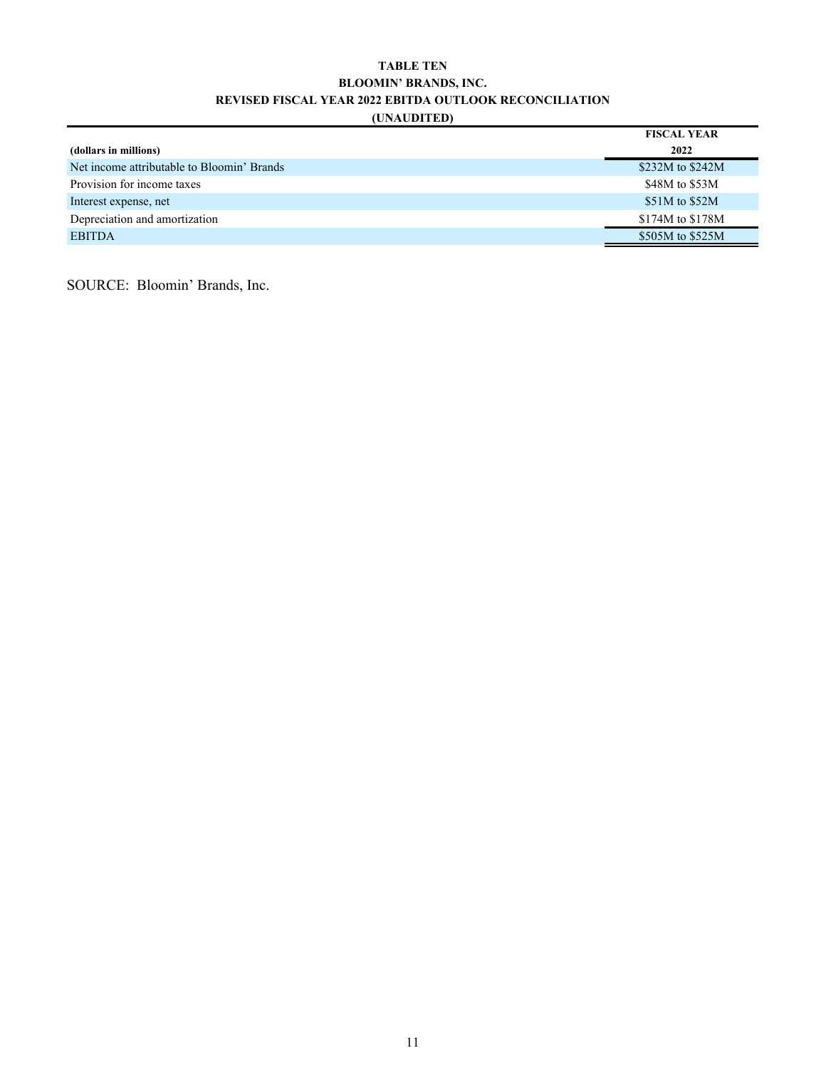**TABLE TEN**

**BLOOMIN' BRANDS, INC.**

**REVISED FISCAL YEAR 2022 EBITDA OUTLOOK RECONCILIATION**

**(UNAUDITED)**

| (dollars in millions) | FISCAL YEAR 2022 |
|---|---|
| Net income attributable to Bloomin' Brands | \$232M to \$242M |
| Provision for income taxes | \$48M to \$53M |
| Interest expense, net | \$51M to \$52M |
| Depreciation and amortization | \$174M to \$178M |
| EBITDA | \$505M to \$525M |

SOURCE: Bloomin' Brands, Inc.